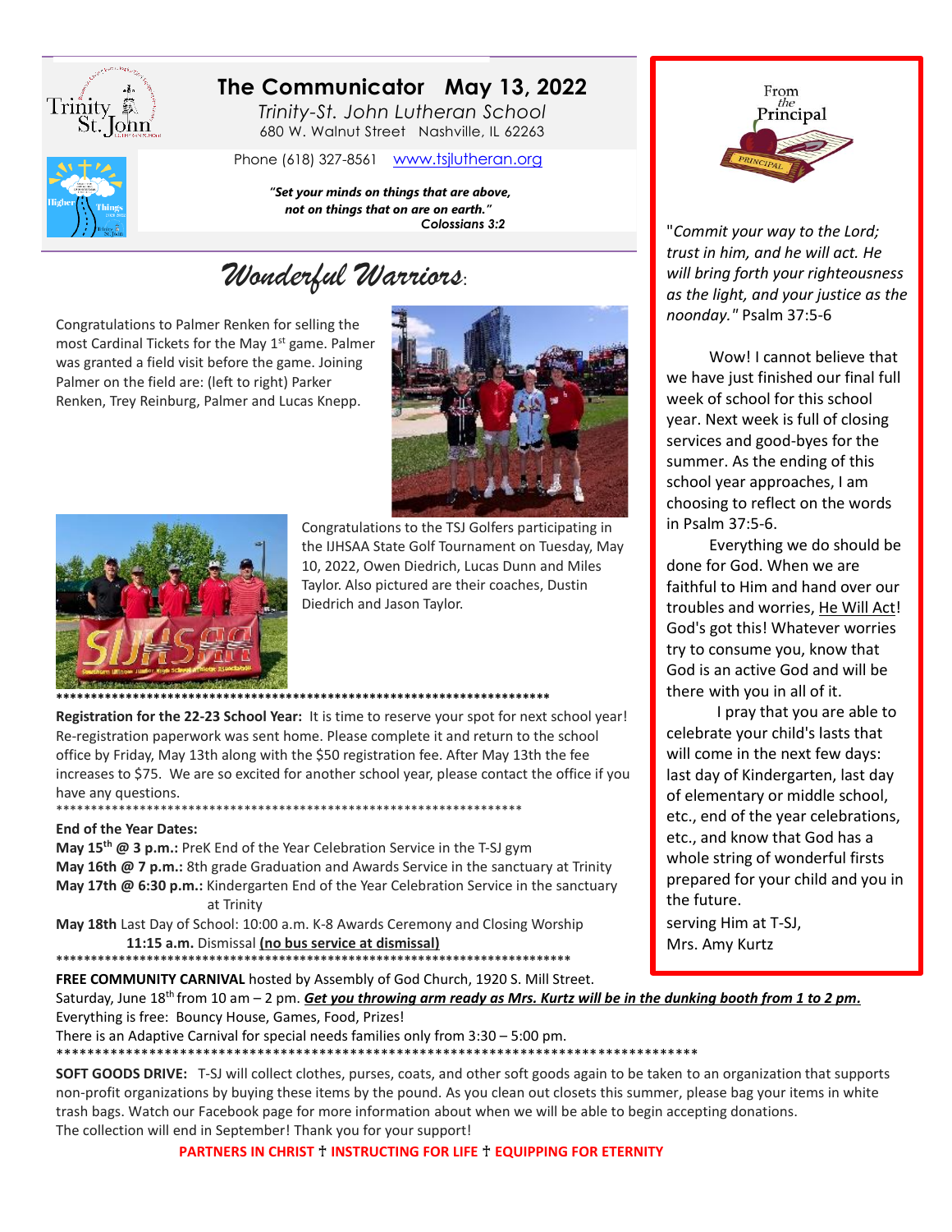# The Communicator May 13, 2022

*Trinity-St. John Lutheran School*
680 W. Walnut Street Nashville, IL 62263

Phone (618) 327-8561 www.tsjlutheran.org

***"Set your minds on things that are above, not on things that on are on earth."***
***Colossians 3:2***

## *Wonderful Warriors*:

Congratulations to Palmer Renken for selling the most Cardinal Tickets for the May 1st game. Palmer was granted a field visit before the game. Joining Palmer on the field are: (left to right) Parker Renken, Trey Reinburg, Palmer and Lucas Knepp.

Congratulations to the TSJ Golfers participating in the IJHSAA State Golf Tournament on Tuesday, May 10, 2022, Owen Diedrich, Lucas Dunn and Miles Taylor. Also pictured are their coaches, Dustin Diedrich and Jason Taylor.

************************************************************************

**Registration for the 22-23 School Year:** It is time to reserve your spot for next school year! Re-registration paperwork was sent home. Please complete it and return to the school office by Friday, May 13th along with the $50 registration fee. After May 13th the fee increases to $75. We are so excited for another school year, please contact the office if you have any questions.

************************************************************************

**End of the Year Dates:**

**May 15th @ 3 p.m.:** PreK End of the Year Celebration Service in the T-SJ gym
**May 16th @ 7 p.m.:** 8th grade Graduation and Awards Service in the sanctuary at Trinity
**May 17th @ 6:30 p.m.:** Kindergarten End of the Year Celebration Service in the sanctuary at Trinity
**May 18th** Last Day of School: 10:00 a.m. K-8 Awards Ceremony and Closing Worship
**11:15 a.m.** Dismissal **(no bus service at dismissal)**

************************************************************************

**FREE COMMUNITY CARNIVAL** hosted by Assembly of God Church, 1920 S. Mill Street.
Saturday, June 18th from 10 am – 2 pm. ***Get you throwing arm ready as Mrs. Kurtz will be in the dunking booth from 1 to 2 pm.***
Everything is free: Bouncy House, Games, Food, Prizes!
There is an Adaptive Carnival for special needs families only from 3:30 – 5:00 pm.

************************************************************************

**SOFT GOODS DRIVE:** T-SJ will collect clothes, purses, coats, and other soft goods again to be taken to an organization that supports non-profit organizations by buying these items by the pound. As you clean out closets this summer, please bag your items in white trash bags. Watch our Facebook page for more information about when we will be able to begin accepting donations.
The collection will end in September! Thank you for your support!

## From the Principal

"*Commit your way to the Lord; trust in him, and he will act. He will bring forth your righteousness as the light, and your justice as the noonday.*" Psalm 37:5-6

Wow! I cannot believe that we have just finished our final full week of school for this school year. Next week is full of closing services and good-byes for the summer. As the ending of this school year approaches, I am choosing to reflect on the words in Psalm 37:5-6.

Everything we do should be done for God. When we are faithful to Him and hand over our troubles and worries, He Will Act! God's got this! Whatever worries try to consume you, know that God is an active God and will be there with you in all of it.

I pray that you are able to celebrate your child's lasts that will come in the next few days: last day of Kindergarten, last day of elementary or middle school, etc., end of the year celebrations, etc., and know that God has a whole string of wonderful firsts prepared for your child and you in the future.

serving Him at T-SJ,
Mrs. Amy Kurtz

**PARTNERS IN CHRIST † INSTRUCTING FOR LIFE † EQUIPPING FOR ETERNITY**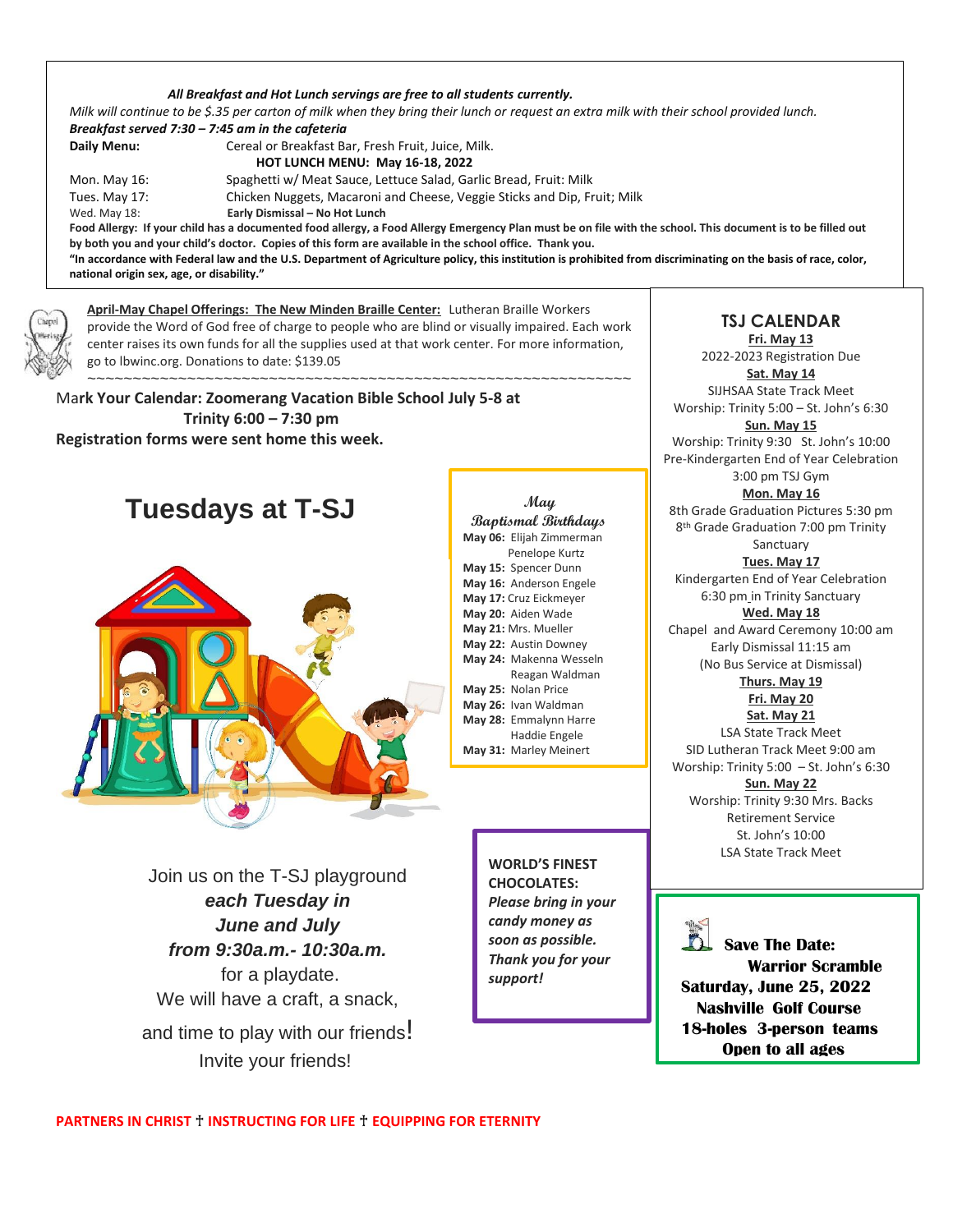***All Breakfast and Hot Lunch servings are free to all students currently.***

*Milk will continue to be $.35 per carton of milk when they bring their lunch or request an extra milk with their school provided lunch.*

***Breakfast served 7:30 – 7:45 am in the cafeteria***

**Daily Menu:** Cereal or Breakfast Bar, Fresh Fruit, Juice, Milk.

**HOT LUNCH MENU: May 16-18, 2022**

| | |
|---|---|
| Mon. May 16: | Spaghetti w/ Meat Sauce, Lettuce Salad, Garlic Bread, Fruit: Milk |
| Tues. May 17: | Chicken Nuggets, Macaroni and Cheese, Veggie Sticks and Dip, Fruit; Milk |
| Wed. May 18: | **Early Dismissal – No Hot Lunch** |

**Food Allergy: If your child has a documented food allergy, a Food Allergy Emergency Plan must be on file with the school. This document is to be filled out by both you and your child's doctor. Copies of this form are available in the school office. Thank you.**

**"In accordance with Federal law and the U.S. Department of Agriculture policy, this institution is prohibited from discriminating on the basis of race, color, national origin sex, age, or disability."**

**April-May Chapel Offerings: The New Minden Braille Center:** Lutheran Braille Workers provide the Word of God free of charge to people who are blind or visually impaired. Each work center raises its own funds for all the supplies used at that work center. For more information, go to lbwinc.org. Donations to date: $139.05

~~~~~~~~~~~~~~~~~~~~~~~~~~~~~~~~~~~~~~~~~~~~~~~~~~~~~~~~~~~~~~~~

Ma**rk Your Calendar: Zoomerang Vacation Bible School July 5-8 at Trinity 6:00 – 7:30 pm**

**Registration forms were sent home this week.**

## Tuesdays at T-SJ

Join us on the T-SJ playground
***each Tuesday in June and July from 9:30a.m.- 10:30a.m.***
for a playdate.
We will have a craft, a snack, and time to play with our friends!
Invite your friends!

### May Baptismal Birthdays

**May 06:** Elijah Zimmerman
Penelope Kurtz
**May 15:** Spencer Dunn
**May 16:** Anderson Engele
**May 17:** Cruz Eickmeyer
**May 20:** Aiden Wade
**May 21:** Mrs. Mueller
**May 22:** Austin Downey
**May 24:** Makenna Wesseln
Reagan Waldman
**May 25:** Nolan Price
**May 26:** Ivan Waldman
**May 28:** Emmalynn Harre
Haddie Engele
**May 31:** Marley Meinert

**WORLD'S FINEST CHOCOLATES:**
***Please bring in your candy money as soon as possible. Thank you for your support!***

### TSJ CALENDAR

**Fri. May 13**
2022-2023 Registration Due

**Sat. May 14**
SIJHSAA State Track Meet
Worship: Trinity 5:00 – St. John's 6:30

**Sun. May 15**
Worship: Trinity 9:30 St. John's 10:00
Pre-Kindergarten End of Year Celebration 3:00 pm TSJ Gym

**Mon. May 16**
8th Grade Graduation Pictures 5:30 pm
8th Grade Graduation 7:00 pm Trinity Sanctuary

**Tues. May 17**
Kindergarten End of Year Celebration 6:30 pm in Trinity Sanctuary

**Wed. May 18**
Chapel and Award Ceremony 10:00 am
Early Dismissal 11:15 am
(No Bus Service at Dismissal)

**Thurs. May 19**

**Fri. May 20**

**Sat. May 21**
LSA State Track Meet
SID Lutheran Track Meet 9:00 am
Worship: Trinity 5:00 – St. John's 6:30

**Sun. May 22**
Worship: Trinity 9:30 Mrs. Backs Retirement Service
St. John's 10:00
LSA State Track Meet

**Save The Date:**
**Warrior Scramble**
**Saturday, June 25, 2022**
**Nashville Golf Course**
**18-holes 3-person teams**
**Open to all ages**

**PARTNERS IN CHRIST † INSTRUCTING FOR LIFE † EQUIPPING FOR ETERNITY**